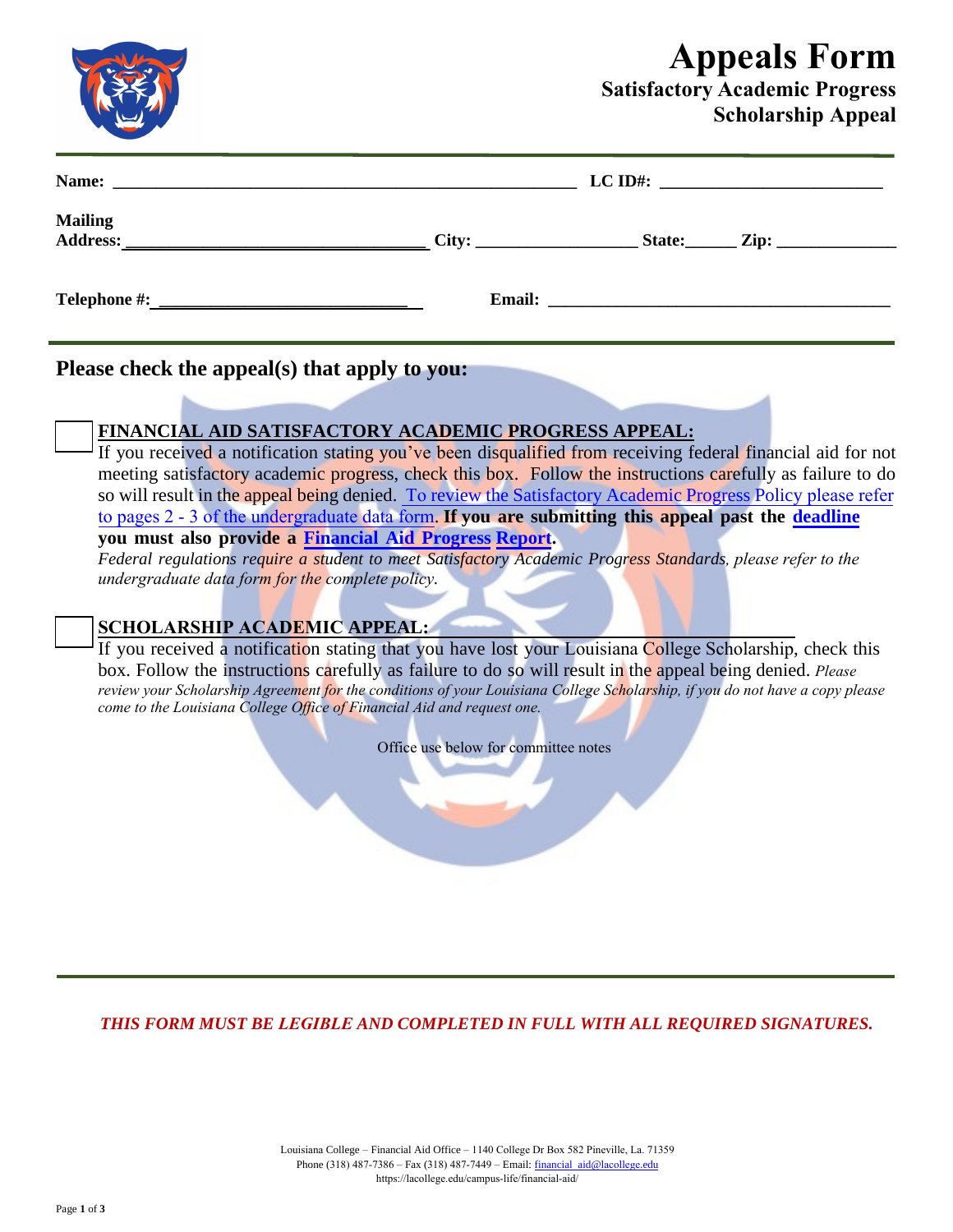# Appeals Form

## Satisfactory Academic Progress
## Scholarship Appeal

**Name:** ______________________________________________ **LC ID#:** ______________________

**Mailing Address:** ______________________________ **City:** ________________ **State:**_____ **Zip:** ____________

**Telephone #:** _________________________ **Email:** ___________________________________

### Please check the appeal(s) that apply to you:

☐ **FINANCIAL AID SATISFACTORY ACADEMIC PROGRESS APPEAL:**
If you received a notification stating you've been disqualified from receiving federal financial aid for not meeting satisfactory academic progress, check this box. Follow the instructions carefully as failure to do so will result in the appeal being denied. To review the Satisfactory Academic Progress Policy please refer to pages 2 - 3 of the undergraduate data form. **If you are submitting this appeal past the deadline you must also provide a Financial Aid Progress Report.**
*Federal regulations require a student to meet Satisfactory Academic Progress Standards, please refer to the undergraduate data form for the complete policy.*

☐ **SCHOLARSHIP ACADEMIC APPEAL:**
If you received a notification stating that you have lost your Louisiana College Scholarship, check this box. Follow the instructions carefully as failure to do so will result in the appeal being denied. *Please review your Scholarship Agreement for the conditions of your Louisiana College Scholarship, if you do not have a copy please come to the Louisiana College Office of Financial Aid and request one.*

Office use below for committee notes

*THIS FORM MUST BE LEGIBLE AND COMPLETED IN FULL WITH ALL REQUIRED SIGNATURES.*

Louisiana College – Financial Aid Office – 1140 College Dr Box 582 Pineville, La. 71359
Phone (318) 487-7386 – Fax (318) 487-7449 – Email: financial_aid@lacollege.edu
https://lacollege.edu/campus-life/financial-aid/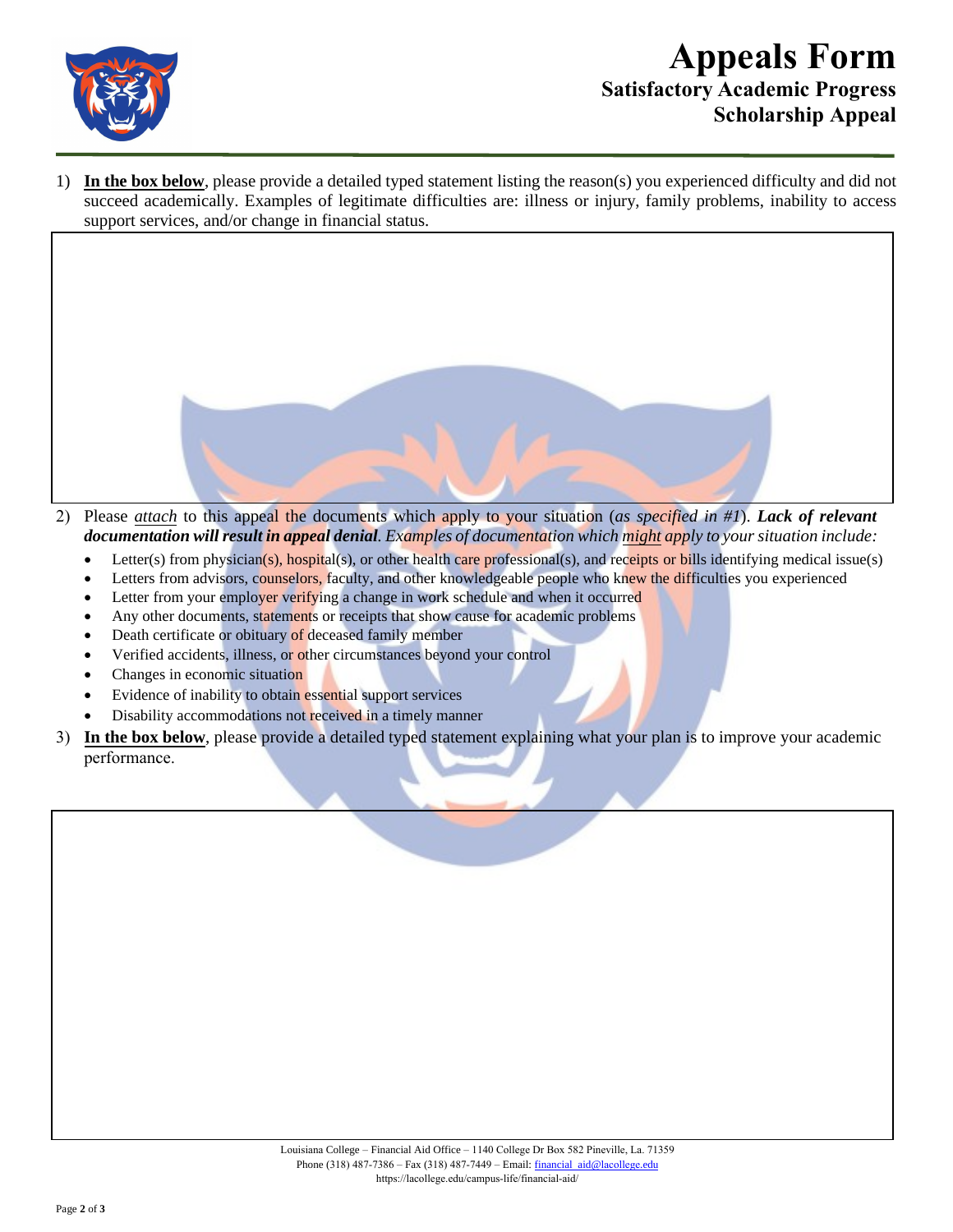# Appeals Form

## Satisfactory Academic Progress
## Scholarship Appeal

1) **<u>In the box below</u>**, please provide a detailed typed statement listing the reason(s) you experienced difficulty and did not succeed academically. Examples of legitimate difficulties are: illness or injury, family problems, inability to access support services, and/or change in financial status.

2) Please *<u>attach</u>* to this appeal the documents which apply to your situation (*as specified in #1*). ***Lack of relevant documentation will result in appeal denial****. Examples of documentation which <u>might</u> apply to your situation include:*
   - Letter(s) from physician(s), hospital(s), or other health care professional(s), and receipts or bills identifying medical issue(s)
   - Letters from advisors, counselors, faculty, and other knowledgeable people who knew the difficulties you experienced
   - Letter from your employer verifying a change in work schedule and when it occurred
   - Any other documents, statements or receipts that show cause for academic problems
   - Death certificate or obituary of deceased family member
   - Verified accidents, illness, or other circumstances beyond your control
   - Changes in economic situation
   - Evidence of inability to obtain essential support services
   - Disability accommodations not received in a timely manner

3) **<u>In the box below</u>**, please provide a detailed typed statement explaining what your plan is to improve your academic performance.

Louisiana College – Financial Aid Office – 1140 College Dr Box 582 Pineville, La. 71359
Phone (318) 487-7386 – Fax (318) 487-7449 – Email: financial_aid@lacollege.edu
https://lacollege.edu/campus-life/financial-aid/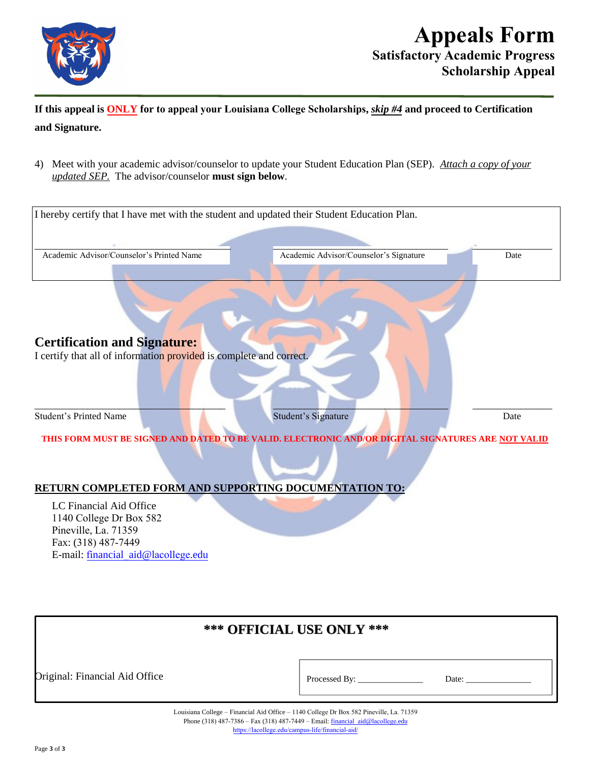# Appeals Form
## Satisfactory Academic Progress
## Scholarship Appeal

**If this appeal is ONLY for to appeal your Louisiana College Scholarships, *skip #4* and proceed to Certification and Signature.**

4) Meet with your academic advisor/counselor to update your Student Education Plan (SEP). *Attach a copy of your updated SEP.* The advisor/counselor **must sign below**.

I hereby certify that I have met with the student and updated their Student Education Plan.

| Academic Advisor/Counselor's Printed Name | Academic Advisor/Counselor's Signature | Date |
| --- | --- | --- |
| | | |

## Certification and Signature:

I certify that all of information provided is complete and correct.

| Student's Printed Name | Student's Signature | Date |
| --- | --- | --- |
| | | |

**THIS FORM MUST BE SIGNED AND DATED TO BE VALID. ELECTRONIC AND/OR DIGITAL SIGNATURES ARE NOT VALID**

**RETURN COMPLETED FORM AND SUPPORTING DOCUMENTATION TO:**

LC Financial Aid Office
1140 College Dr Box 582
Pineville, La. 71359
Fax: (318) 487-7449
E-mail: financial_aid@lacollege.edu

**\*\*\* OFFICIAL USE ONLY \*\*\***

Original: Financial Aid Office

Processed By: _______________ Date: _______________

Louisiana College – Financial Aid Office – 1140 College Dr Box 582 Pineville, La. 71359
Phone (318) 487-7386 – Fax (318) 487-7449 – Email: financial_aid@lacollege.edu
https://lacollege.edu/campus-life/financial-aid/